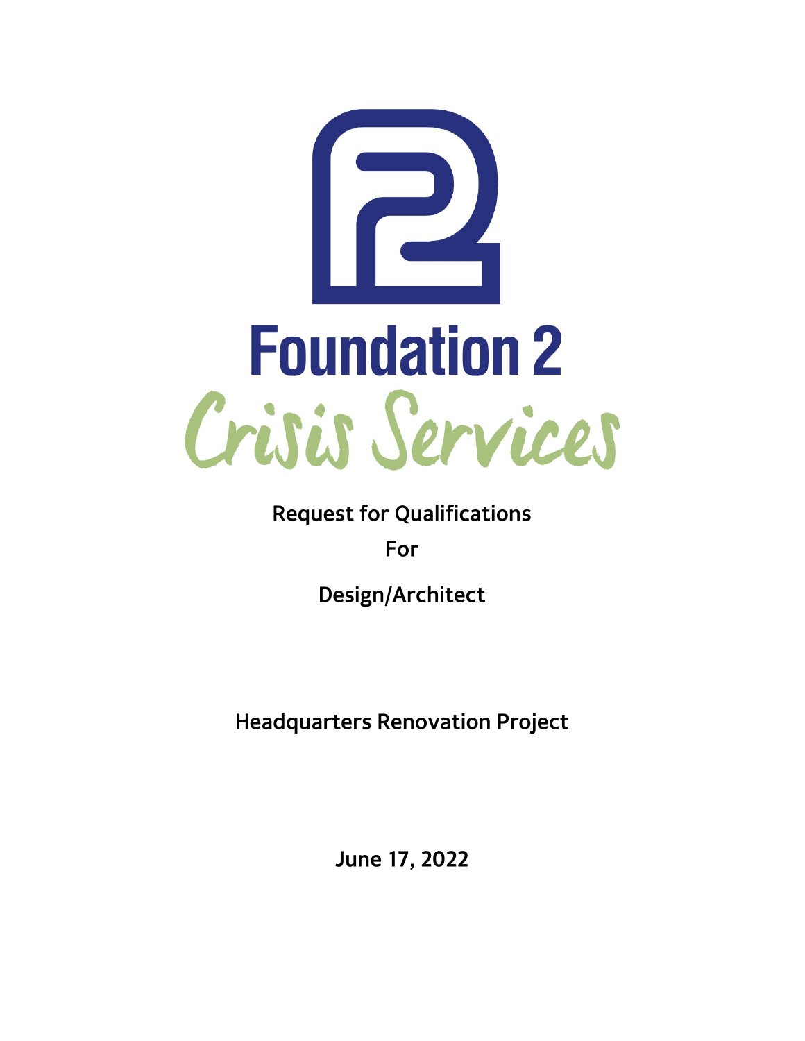# Foundation 2

## Crisis Services

**Request for Qualifications**

**For**

**Design/Architect**

**Headquarters Renovation Project**

**June 17, 2022**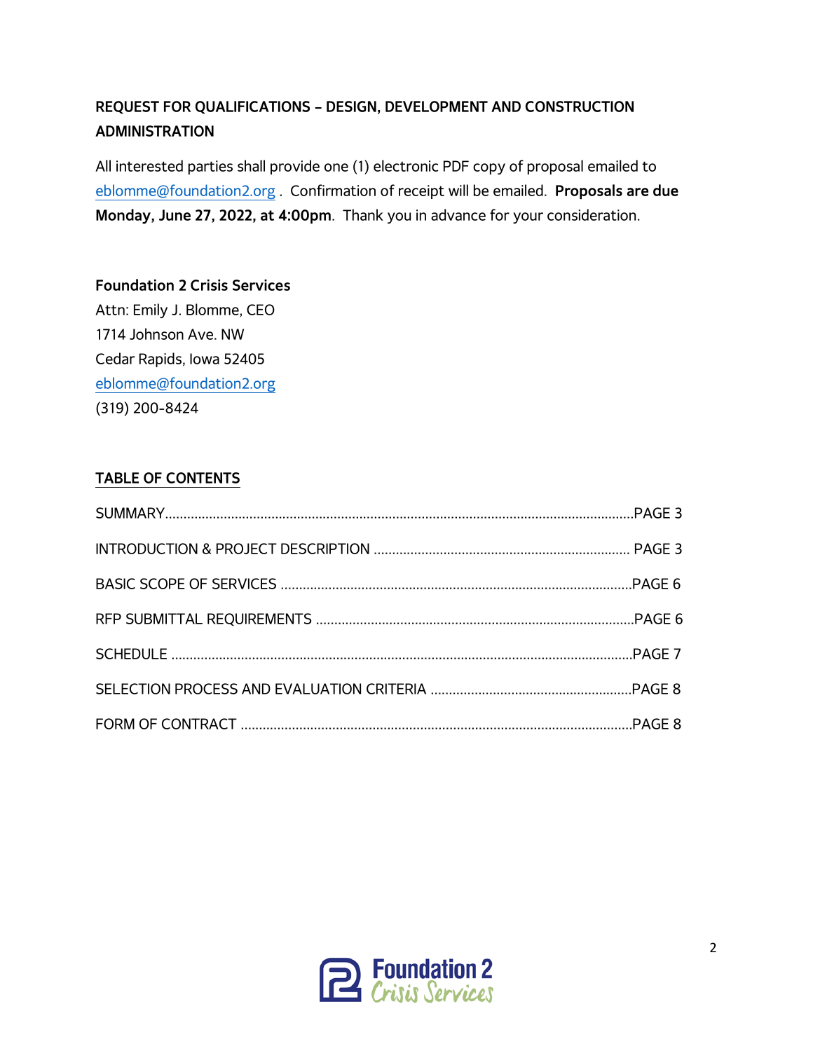## REQUEST FOR QUALIFICATIONS – DESIGN, DEVELOPMENT AND CONSTRUCTION ADMINISTRATION

All interested parties shall provide one (1) electronic PDF copy of proposal emailed to eblomme@foundation2.org . Confirmation of receipt will be emailed. **Proposals are due Monday, June 27, 2022, at 4:00pm**. Thank you in advance for your consideration.

**Foundation 2 Crisis Services**
Attn: Emily J. Blomme, CEO
1714 Johnson Ave. NW
Cedar Rapids, Iowa 52405
eblomme@foundation2.org
(319) 200-8424

### TABLE OF CONTENTS

SUMMARY.....PAGE 3

INTRODUCTION & PROJECT DESCRIPTION ..... PAGE 3

BASIC SCOPE OF SERVICES .....PAGE 6

RFP SUBMITTAL REQUIREMENTS .....PAGE 6

SCHEDULE .....PAGE 7

SELECTION PROCESS AND EVALUATION CRITERIA .....PAGE 8

FORM OF CONTRACT .....PAGE 8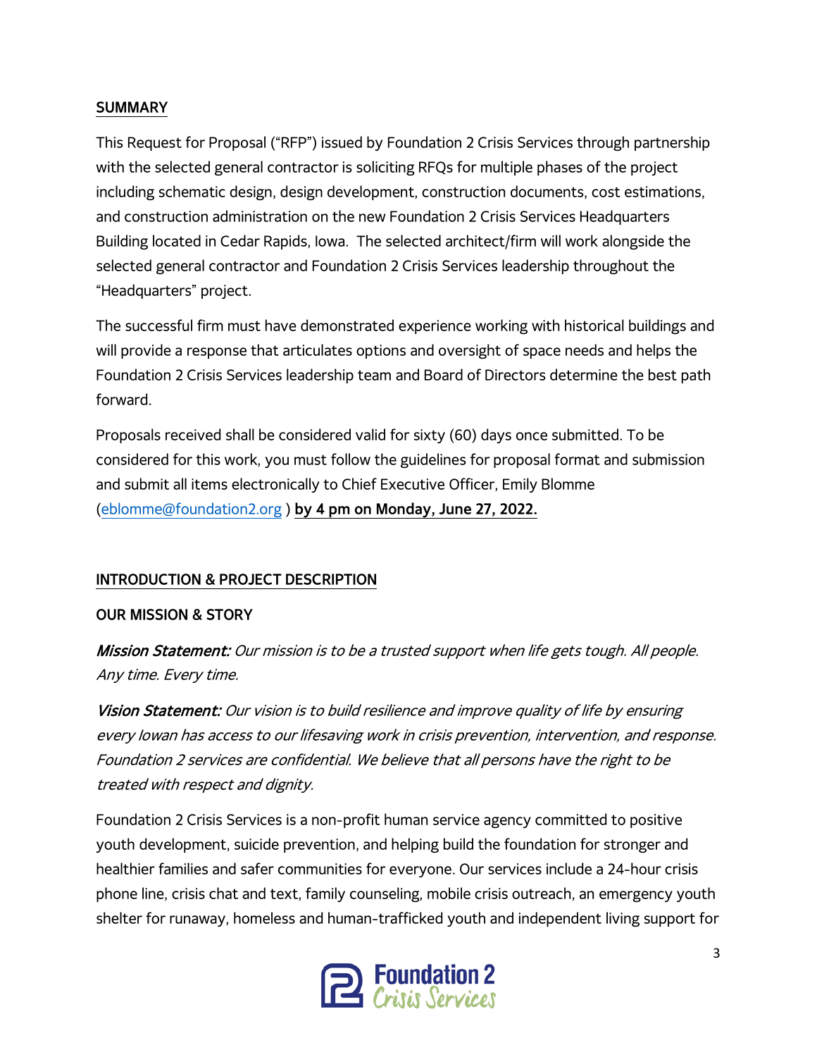## SUMMARY

This Request for Proposal ("RFP") issued by Foundation 2 Crisis Services through partnership with the selected general contractor is soliciting RFQs for multiple phases of the project including schematic design, design development, construction documents, cost estimations, and construction administration on the new Foundation 2 Crisis Services Headquarters Building located in Cedar Rapids, Iowa. The selected architect/firm will work alongside the selected general contractor and Foundation 2 Crisis Services leadership throughout the "Headquarters" project.

The successful firm must have demonstrated experience working with historical buildings and will provide a response that articulates options and oversight of space needs and helps the Foundation 2 Crisis Services leadership team and Board of Directors determine the best path forward.

Proposals received shall be considered valid for sixty (60) days once submitted. To be considered for this work, you must follow the guidelines for proposal format and submission and submit all items electronically to Chief Executive Officer, Emily Blomme (eblomme@foundation2.org ) **by 4 pm on Monday, June 27, 2022.**

## INTRODUCTION & PROJECT DESCRIPTION

### OUR MISSION & STORY

***Mission Statement:*** *Our mission is to be a trusted support when life gets tough. All people. Any time. Every time.*

***Vision Statement:*** *Our vision is to build resilience and improve quality of life by ensuring every Iowan has access to our lifesaving work in crisis prevention, intervention, and response. Foundation 2 services are confidential. We believe that all persons have the right to be treated with respect and dignity.*

Foundation 2 Crisis Services is a non-profit human service agency committed to positive youth development, suicide prevention, and helping build the foundation for stronger and healthier families and safer communities for everyone. Our services include a 24-hour crisis phone line, crisis chat and text, family counseling, mobile crisis outreach, an emergency youth shelter for runaway, homeless and human-trafficked youth and independent living support for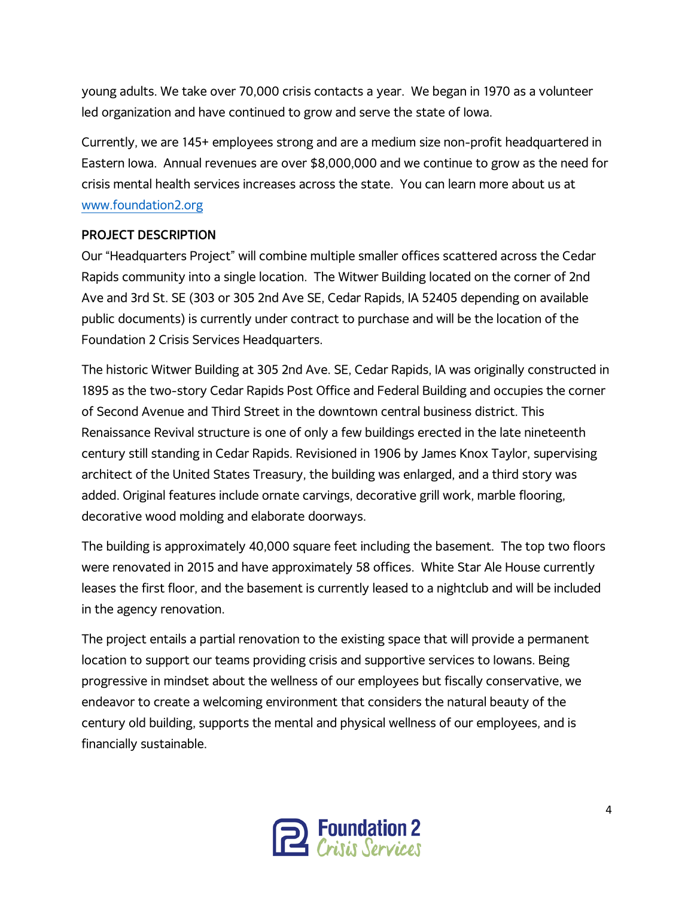young adults. We take over 70,000 crisis contacts a year. We began in 1970 as a volunteer led organization and have continued to grow and serve the state of Iowa.

Currently, we are 145+ employees strong and are a medium size non-profit headquartered in Eastern Iowa. Annual revenues are over $8,000,000 and we continue to grow as the need for crisis mental health services increases across the state. You can learn more about us at [www.foundation2.org](http://www.foundation2.org)

**PROJECT DESCRIPTION**

Our "Headquarters Project" will combine multiple smaller offices scattered across the Cedar Rapids community into a single location. The Witwer Building located on the corner of 2nd Ave and 3rd St. SE (303 or 305 2nd Ave SE, Cedar Rapids, IA 52405 depending on available public documents) is currently under contract to purchase and will be the location of the Foundation 2 Crisis Services Headquarters.

The historic Witwer Building at 305 2nd Ave. SE, Cedar Rapids, IA was originally constructed in 1895 as the two-story Cedar Rapids Post Office and Federal Building and occupies the corner of Second Avenue and Third Street in the downtown central business district. This Renaissance Revival structure is one of only a few buildings erected in the late nineteenth century still standing in Cedar Rapids. Revisioned in 1906 by James Knox Taylor, supervising architect of the United States Treasury, the building was enlarged, and a third story was added. Original features include ornate carvings, decorative grill work, marble flooring, decorative wood molding and elaborate doorways.

The building is approximately 40,000 square feet including the basement. The top two floors were renovated in 2015 and have approximately 58 offices. White Star Ale House currently leases the first floor, and the basement is currently leased to a nightclub and will be included in the agency renovation.

The project entails a partial renovation to the existing space that will provide a permanent location to support our teams providing crisis and supportive services to Iowans. Being progressive in mindset about the wellness of our employees but fiscally conservative, we endeavor to create a welcoming environment that considers the natural beauty of the century old building, supports the mental and physical wellness of our employees, and is financially sustainable.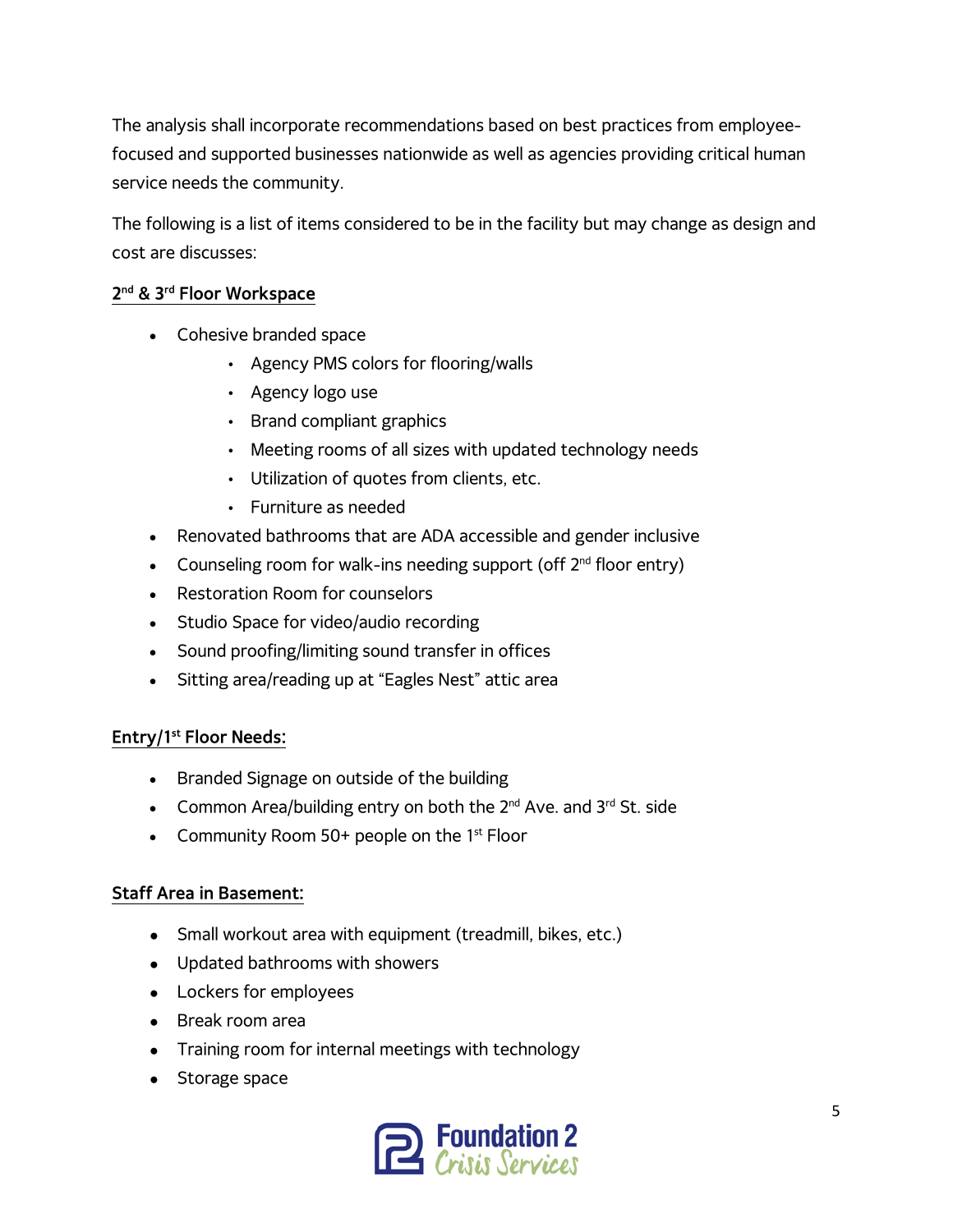The analysis shall incorporate recommendations based on best practices from employee-focused and supported businesses nationwide as well as agencies providing critical human service needs the community.

The following is a list of items considered to be in the facility but may change as design and cost are discusses:

**2nd & 3rd Floor Workspace**

- Cohesive branded space
    - Agency PMS colors for flooring/walls
    - Agency logo use
    - Brand compliant graphics
    - Meeting rooms of all sizes with updated technology needs
    - Utilization of quotes from clients, etc.
    - Furniture as needed
- Renovated bathrooms that are ADA accessible and gender inclusive
- Counseling room for walk-ins needing support (off 2nd floor entry)
- Restoration Room for counselors
- Studio Space for video/audio recording
- Sound proofing/limiting sound transfer in offices
- Sitting area/reading up at "Eagles Nest" attic area

**Entry/1st Floor Needs:**

- Branded Signage on outside of the building
- Common Area/building entry on both the 2nd Ave. and 3rd St. side
- Community Room 50+ people on the 1st Floor

**Staff Area in Basement:**

- Small workout area with equipment (treadmill, bikes, etc.)
- Updated bathrooms with showers
- Lockers for employees
- Break room area
- Training room for internal meetings with technology
- Storage space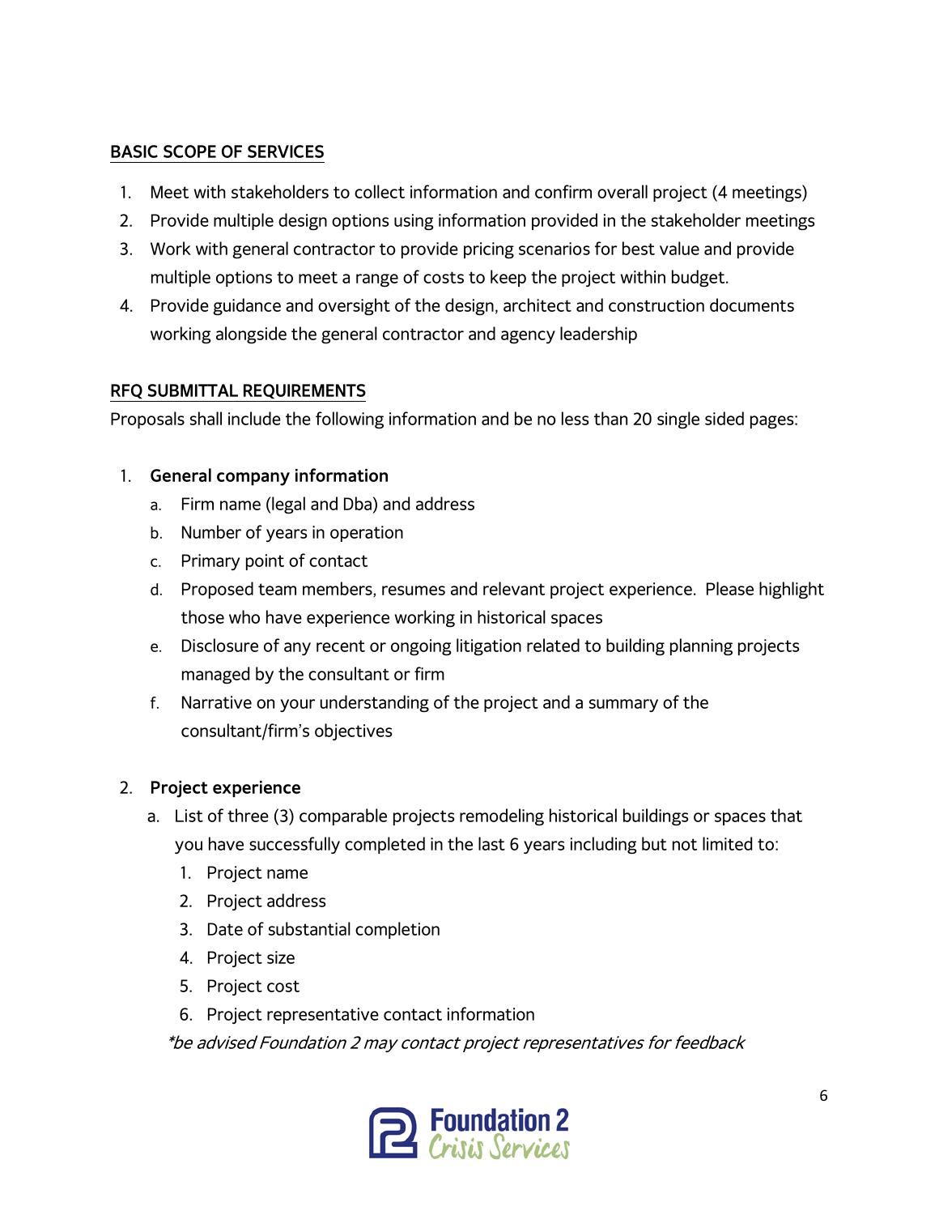## BASIC SCOPE OF SERVICES

1. Meet with stakeholders to collect information and confirm overall project (4 meetings)
2. Provide multiple design options using information provided in the stakeholder meetings
3. Work with general contractor to provide pricing scenarios for best value and provide multiple options to meet a range of costs to keep the project within budget.
4. Provide guidance and oversight of the design, architect and construction documents working alongside the general contractor and agency leadership

## RFQ SUBMITTAL REQUIREMENTS

Proposals shall include the following information and be no less than 20 single sided pages:

1. **General company information**
   a. Firm name (legal and Dba) and address
   b. Number of years in operation
   c. Primary point of contact
   d. Proposed team members, resumes and relevant project experience. Please highlight those who have experience working in historical spaces
   e. Disclosure of any recent or ongoing litigation related to building planning projects managed by the consultant or firm
   f. Narrative on your understanding of the project and a summary of the consultant/firm's objectives

2. **Project experience**
   a. List of three (3) comparable projects remodeling historical buildings or spaces that you have successfully completed in the last 6 years including but not limited to:
      1. Project name
      2. Project address
      3. Date of substantial completion
      4. Project size
      5. Project cost
      6. Project representative contact information

   *\*be advised Foundation 2 may contact project representatives for feedback*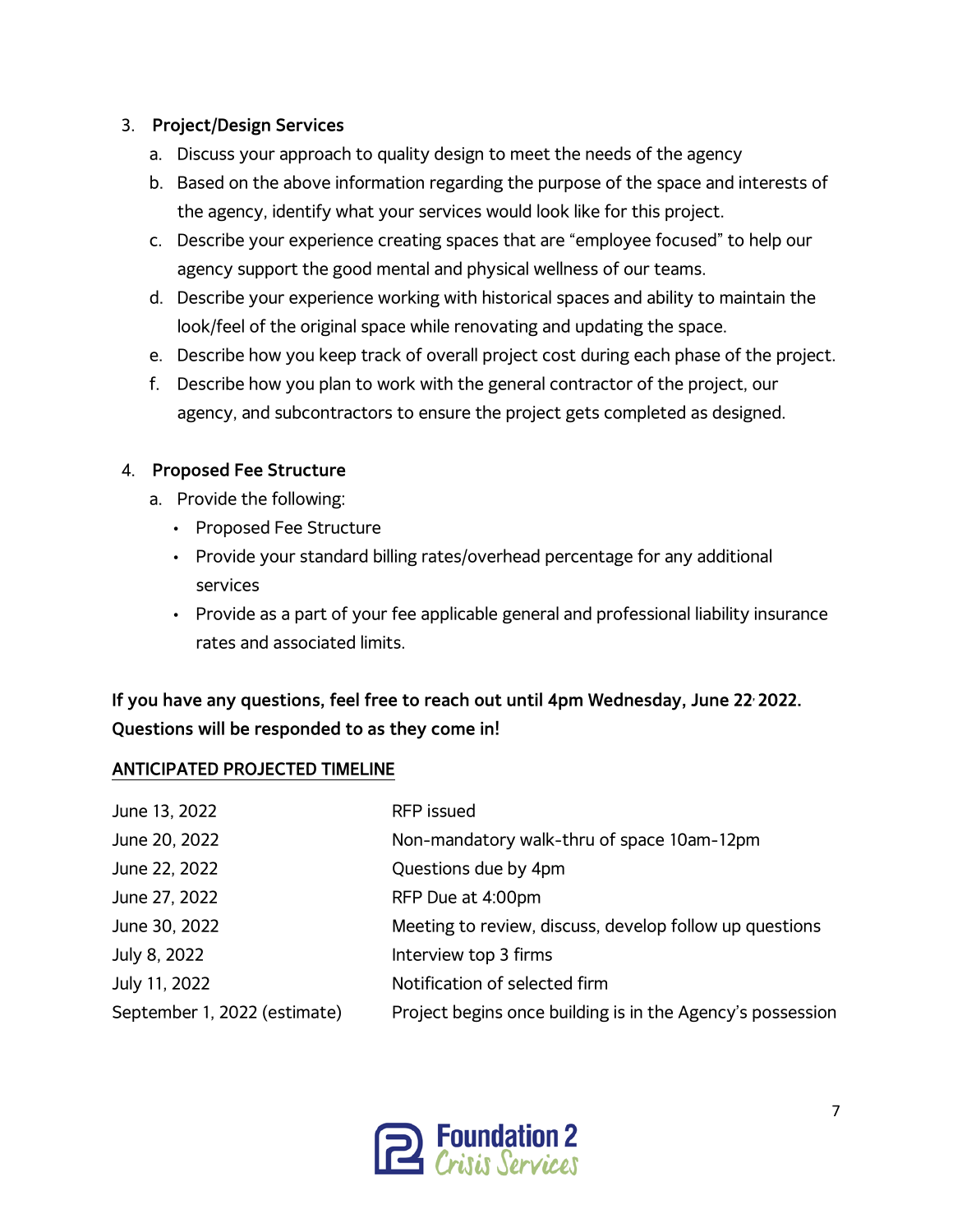3. **Project/Design Services**
    a. Discuss your approach to quality design to meet the needs of the agency
    b. Based on the above information regarding the purpose of the space and interests of the agency, identify what your services would look like for this project.
    c. Describe your experience creating spaces that are "employee focused" to help our agency support the good mental and physical wellness of our teams.
    d. Describe your experience working with historical spaces and ability to maintain the look/feel of the original space while renovating and updating the space.
    e. Describe how you keep track of overall project cost during each phase of the project.
    f. Describe how you plan to work with the general contractor of the project, our agency, and subcontractors to ensure the project gets completed as designed.

4. **Proposed Fee Structure**
    a. Provide the following:
        - Proposed Fee Structure
        - Provide your standard billing rates/overhead percentage for any additional services
        - Provide as a part of your fee applicable general and professional liability insurance rates and associated limits.

**If you have any questions, feel free to reach out until 4pm Wednesday, June 22, 2022. Questions will be responded to as they come in!**

**ANTICIPATED PROJECTED TIMELINE**

| | |
|---|---|
| June 13, 2022 | RFP issued |
| June 20, 2022 | Non-mandatory walk-thru of space 10am-12pm |
| June 22, 2022 | Questions due by 4pm |
| June 27, 2022 | RFP Due at 4:00pm |
| June 30, 2022 | Meeting to review, discuss, develop follow up questions |
| July 8, 2022 | Interview top 3 firms |
| July 11, 2022 | Notification of selected firm |
| September 1, 2022 (estimate) | Project begins once building is in the Agency's possession |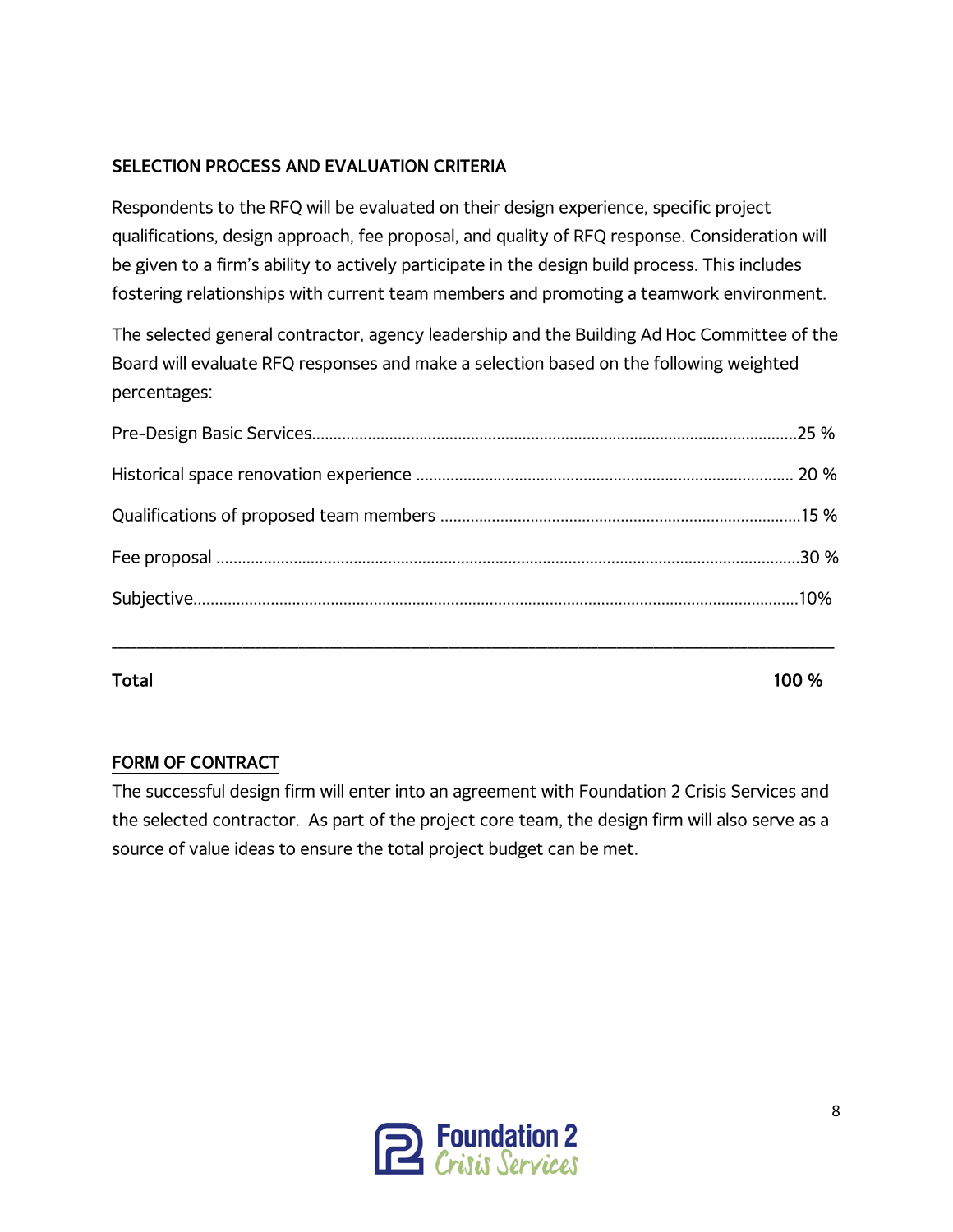## SELECTION PROCESS AND EVALUATION CRITERIA

Respondents to the RFQ will be evaluated on their design experience, specific project qualifications, design approach, fee proposal, and quality of RFQ response. Consideration will be given to a firm's ability to actively participate in the design build process. This includes fostering relationships with current team members and promoting a teamwork environment.

The selected general contractor, agency leadership and the Building Ad Hoc Committee of the Board will evaluate RFQ responses and make a selection based on the following weighted percentages:

| | |
|---|---|
| Pre-Design Basic Services | 25 % |
| Historical space renovation experience | 20 % |
| Qualifications of proposed team members | 15 % |
| Fee proposal | 30 % |
| Subjective | 10% |
| **Total** | **100 %** |

## FORM OF CONTRACT

The successful design firm will enter into an agreement with Foundation 2 Crisis Services and the selected contractor. As part of the project core team, the design firm will also serve as a source of value ideas to ensure the total project budget can be met.

Foundation 2 Crisis Services